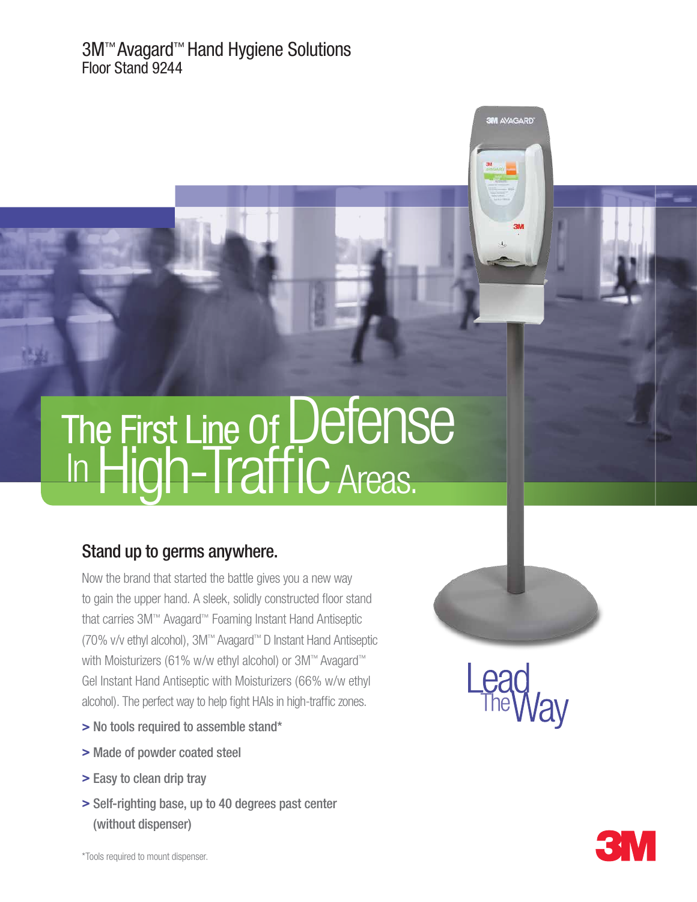# 3M™ Avagard™ Hand Hygiene Solutions
Floor Stand 9244

## The First Line Of Defense In High-Traffic Areas.

### Stand up to germs anywhere.

Now the brand that started the battle gives you a new way to gain the upper hand. A sleek, solidly constructed floor stand that carries 3M™ Avagard™ Foaming Instant Hand Antiseptic (70% v/v ethyl alcohol), 3M™ Avagard™ D Instant Hand Antiseptic with Moisturizers (61% w/w ethyl alcohol) or 3M™ Avagard™ Gel Instant Hand Antiseptic with Moisturizers (66% w/w ethyl alcohol). The perfect way to help fight HAIs in high-traffic zones.

> No tools required to assemble stand*

> Made of powder coated steel

> Easy to clean drip tray

> Self-righting base, up to 40 degrees past center (without dispenser)

*Tools required to mount dispenser.

Lead The Way

3M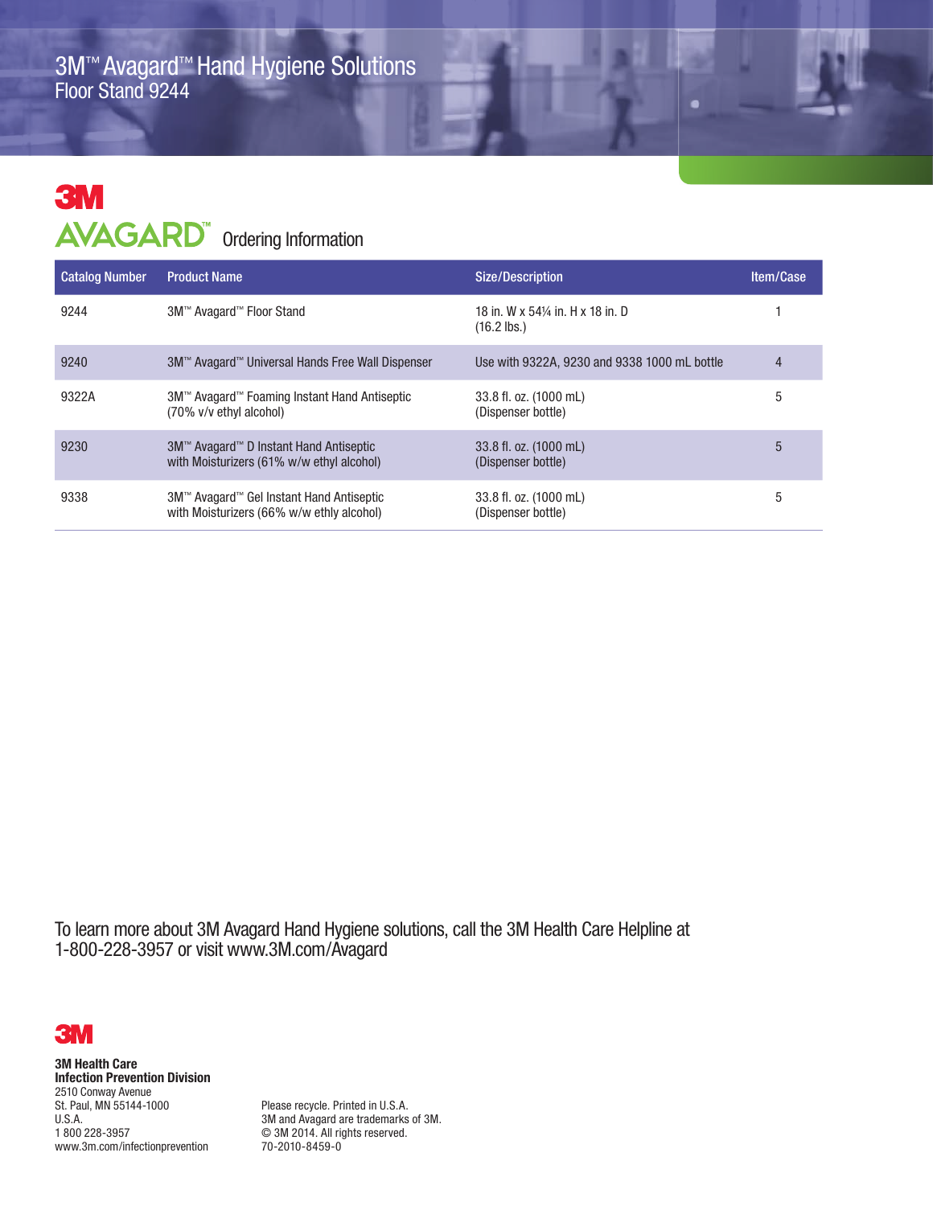# 3M™ Avagard™ Hand Hygiene Solutions
## Floor Stand 9244

3M
AVAGARD™ Ordering Information

| Catalog Number | Product Name | Size/Description | Item/Case |
|---|---|---|---|
| 9244 | 3M™ Avagard™ Floor Stand | 18 in. W x 54¼ in. H x 18 in. D (16.2 lbs.) | 1 |
| 9240 | 3M™ Avagard™ Universal Hands Free Wall Dispenser | Use with 9322A, 9230 and 9338 1000 mL bottle | 4 |
| 9322A | 3M™ Avagard™ Foaming Instant Hand Antiseptic (70% v/v ethyl alcohol) | 33.8 fl. oz. (1000 mL) (Dispenser bottle) | 5 |
| 9230 | 3M™ Avagard™ D Instant Hand Antiseptic with Moisturizers (61% w/w ethyl alcohol) | 33.8 fl. oz. (1000 mL) (Dispenser bottle) | 5 |
| 9338 | 3M™ Avagard™ Gel Instant Hand Antiseptic with Moisturizers (66% w/w ethly alcohol) | 33.8 fl. oz. (1000 mL) (Dispenser bottle) | 5 |

To learn more about 3M Avagard Hand Hygiene solutions, call the 3M Health Care Helpline at 1-800-228-3957 or visit www.3M.com/Avagard

3M

**3M Health Care**
**Infection Prevention Division**
2510 Conway Avenue
St. Paul, MN 55144-1000
U.S.A.
1 800 228-3957
www.3m.com/infectionprevention

Please recycle. Printed in U.S.A.
3M and Avagard are trademarks of 3M.
© 3M 2014. All rights reserved.
70-2010-8459-0